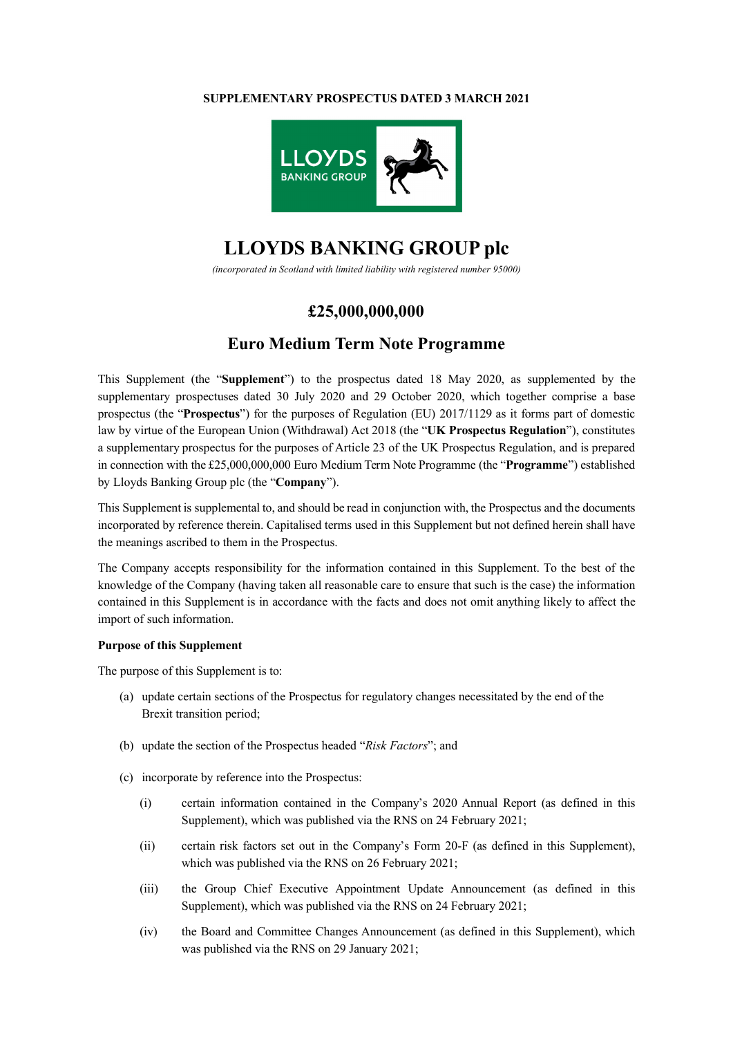**SUPPLEMENTARY PROSPECTUS DATED 3 MARCH 2021**

# LLOYDS BANKING GROUP plc

*(incorporated in Scotland with limited liability with registered number 95000)*

## £25,000,000,000

## Euro Medium Term Note Programme

This Supplement (the "**Supplement**") to the prospectus dated 18 May 2020, as supplemented by the supplementary prospectuses dated 30 July 2020 and 29 October 2020, which together comprise a base prospectus (the "**Prospectus**") for the purposes of Regulation (EU) 2017/1129 as it forms part of domestic law by virtue of the European Union (Withdrawal) Act 2018 (the "**UK Prospectus Regulation**"), constitutes a supplementary prospectus for the purposes of Article 23 of the UK Prospectus Regulation, and is prepared in connection with the £25,000,000,000 Euro Medium Term Note Programme (the "**Programme**") established by Lloyds Banking Group plc (the "**Company**").

This Supplement is supplemental to, and should be read in conjunction with, the Prospectus and the documents incorporated by reference therein. Capitalised terms used in this Supplement but not defined herein shall have the meanings ascribed to them in the Prospectus.

The Company accepts responsibility for the information contained in this Supplement. To the best of the knowledge of the Company (having taken all reasonable care to ensure that such is the case) the information contained in this Supplement is in accordance with the facts and does not omit anything likely to affect the import of such information.

**Purpose of this Supplement**

The purpose of this Supplement is to:

(a) update certain sections of the Prospectus for regulatory changes necessitated by the end of the Brexit transition period;

(b) update the section of the Prospectus headed "*Risk Factors*"; and

(c) incorporate by reference into the Prospectus:

 (i) certain information contained in the Company's 2020 Annual Report (as defined in this Supplement), which was published via the RNS on 24 February 2021;

 (ii) certain risk factors set out in the Company's Form 20-F (as defined in this Supplement), which was published via the RNS on 26 February 2021;

 (iii) the Group Chief Executive Appointment Update Announcement (as defined in this Supplement), which was published via the RNS on 24 February 2021;

 (iv) the Board and Committee Changes Announcement (as defined in this Supplement), which was published via the RNS on 29 January 2021;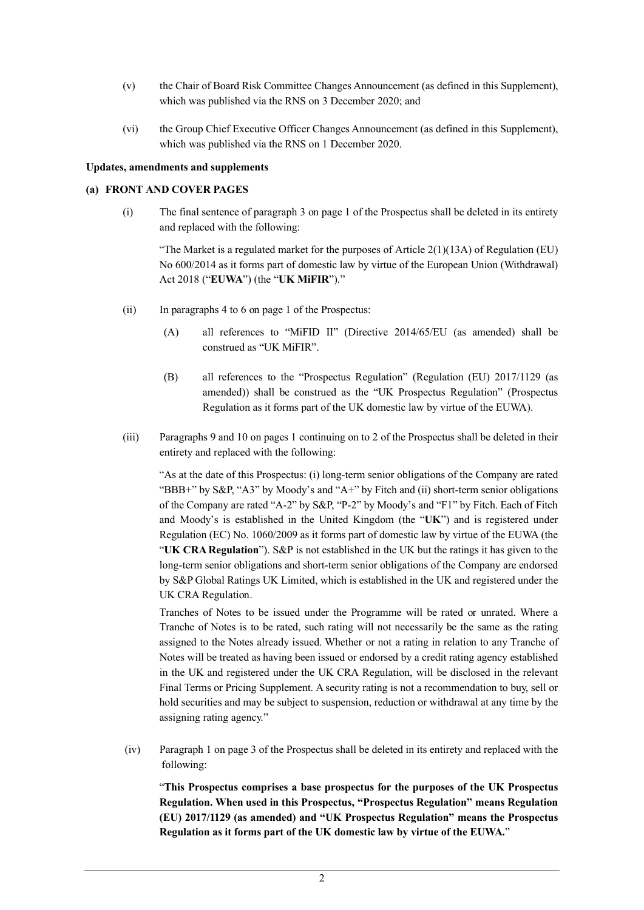(v) the Chair of Board Risk Committee Changes Announcement (as defined in this Supplement), which was published via the RNS on 3 December 2020; and

(vi) the Group Chief Executive Officer Changes Announcement (as defined in this Supplement), which was published via the RNS on 1 December 2020.

**Updates, amendments and supplements**

**(a) FRONT AND COVER PAGES**

(i) The final sentence of paragraph 3 on page 1 of the Prospectus shall be deleted in its entirety and replaced with the following:

> "The Market is a regulated market for the purposes of Article 2(1)(13A) of Regulation (EU) No 600/2014 as it forms part of domestic law by virtue of the European Union (Withdrawal) Act 2018 ("**EUWA**") (the "**UK MiFIR**")."

(ii) In paragraphs 4 to 6 on page 1 of the Prospectus:

> (A) all references to "MiFID II" (Directive 2014/65/EU (as amended) shall be construed as "UK MiFIR".
>
> (B) all references to the "Prospectus Regulation" (Regulation (EU) 2017/1129 (as amended)) shall be construed as the "UK Prospectus Regulation" (Prospectus Regulation as it forms part of the UK domestic law by virtue of the EUWA).

(iii) Paragraphs 9 and 10 on pages 1 continuing on to 2 of the Prospectus shall be deleted in their entirety and replaced with the following:

> "As at the date of this Prospectus: (i) long-term senior obligations of the Company are rated "BBB+" by S&P, "A3" by Moody's and "A+" by Fitch and (ii) short-term senior obligations of the Company are rated "A-2" by S&P, "P-2" by Moody's and "F1" by Fitch. Each of Fitch and Moody's is established in the United Kingdom (the "**UK**") and is registered under Regulation (EC) No. 1060/2009 as it forms part of domestic law by virtue of the EUWA (the "**UK CRA Regulation**"). S&P is not established in the UK but the ratings it has given to the long-term senior obligations and short-term senior obligations of the Company are endorsed by S&P Global Ratings UK Limited, which is established in the UK and registered under the UK CRA Regulation.
>
> Tranches of Notes to be issued under the Programme will be rated or unrated. Where a Tranche of Notes is to be rated, such rating will not necessarily be the same as the rating assigned to the Notes already issued. Whether or not a rating in relation to any Tranche of Notes will be treated as having been issued or endorsed by a credit rating agency established in the UK and registered under the UK CRA Regulation, will be disclosed in the relevant Final Terms or Pricing Supplement. A security rating is not a recommendation to buy, sell or hold securities and may be subject to suspension, reduction or withdrawal at any time by the assigning rating agency."

(iv) Paragraph 1 on page 3 of the Prospectus shall be deleted in its entirety and replaced with the following:

> "**This Prospectus comprises a base prospectus for the purposes of the UK Prospectus Regulation. When used in this Prospectus, "Prospectus Regulation" means Regulation (EU) 2017/1129 (as amended) and "UK Prospectus Regulation" means the Prospectus Regulation as it forms part of the UK domestic law by virtue of the EUWA.**"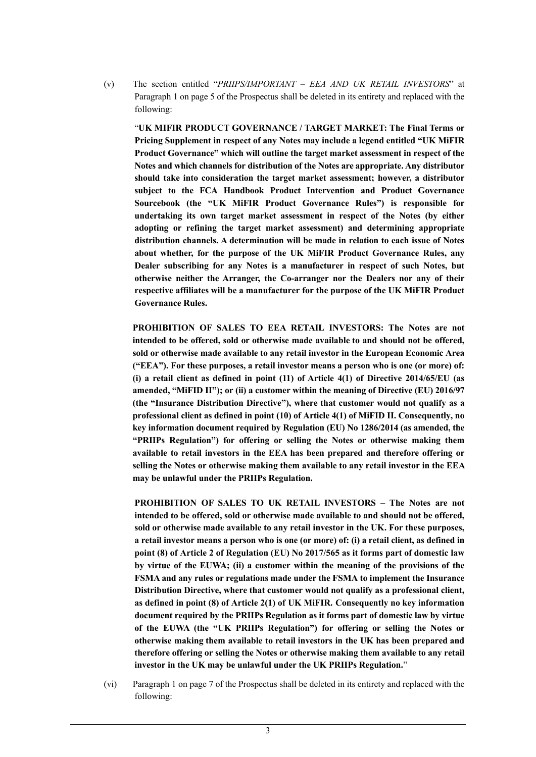(v) The section entitled "*PRIIPS/IMPORTANT – EEA AND UK RETAIL INVESTORS*" at Paragraph 1 on page 5 of the Prospectus shall be deleted in its entirety and replaced with the following:

"**UK MIFIR PRODUCT GOVERNANCE / TARGET MARKET: The Final Terms or Pricing Supplement in respect of any Notes may include a legend entitled "UK MiFIR Product Governance" which will outline the target market assessment in respect of the Notes and which channels for distribution of the Notes are appropriate. Any distributor should take into consideration the target market assessment; however, a distributor subject to the FCA Handbook Product Intervention and Product Governance Sourcebook (the "UK MiFIR Product Governance Rules") is responsible for undertaking its own target market assessment in respect of the Notes (by either adopting or refining the target market assessment) and determining appropriate distribution channels. A determination will be made in relation to each issue of Notes about whether, for the purpose of the UK MiFIR Product Governance Rules, any Dealer subscribing for any Notes is a manufacturer in respect of such Notes, but otherwise neither the Arranger, the Co-arranger nor the Dealers nor any of their respective affiliates will be a manufacturer for the purpose of the UK MiFIR Product Governance Rules.**

**PROHIBITION OF SALES TO EEA RETAIL INVESTORS: The Notes are not intended to be offered, sold or otherwise made available to and should not be offered, sold or otherwise made available to any retail investor in the European Economic Area ("EEA"). For these purposes, a retail investor means a person who is one (or more) of: (i) a retail client as defined in point (11) of Article 4(1) of Directive 2014/65/EU (as amended, "MiFID II"); or (ii) a customer within the meaning of Directive (EU) 2016/97 (the "Insurance Distribution Directive"), where that customer would not qualify as a professional client as defined in point (10) of Article 4(1) of MiFID II. Consequently, no key information document required by Regulation (EU) No 1286/2014 (as amended, the "PRIIPs Regulation") for offering or selling the Notes or otherwise making them available to retail investors in the EEA has been prepared and therefore offering or selling the Notes or otherwise making them available to any retail investor in the EEA may be unlawful under the PRIIPs Regulation.**

**PROHIBITION OF SALES TO UK RETAIL INVESTORS – The Notes are not intended to be offered, sold or otherwise made available to and should not be offered, sold or otherwise made available to any retail investor in the UK. For these purposes, a retail investor means a person who is one (or more) of: (i) a retail client, as defined in point (8) of Article 2 of Regulation (EU) No 2017/565 as it forms part of domestic law by virtue of the EUWA; (ii) a customer within the meaning of the provisions of the FSMA and any rules or regulations made under the FSMA to implement the Insurance Distribution Directive, where that customer would not qualify as a professional client, as defined in point (8) of Article 2(1) of UK MiFIR. Consequently no key information document required by the PRIIPs Regulation as it forms part of domestic law by virtue of the EUWA (the "UK PRIIPs Regulation") for offering or selling the Notes or otherwise making them available to retail investors in the UK has been prepared and therefore offering or selling the Notes or otherwise making them available to any retail investor in the UK may be unlawful under the UK PRIIPs Regulation.**"

(vi) Paragraph 1 on page 7 of the Prospectus shall be deleted in its entirety and replaced with the following: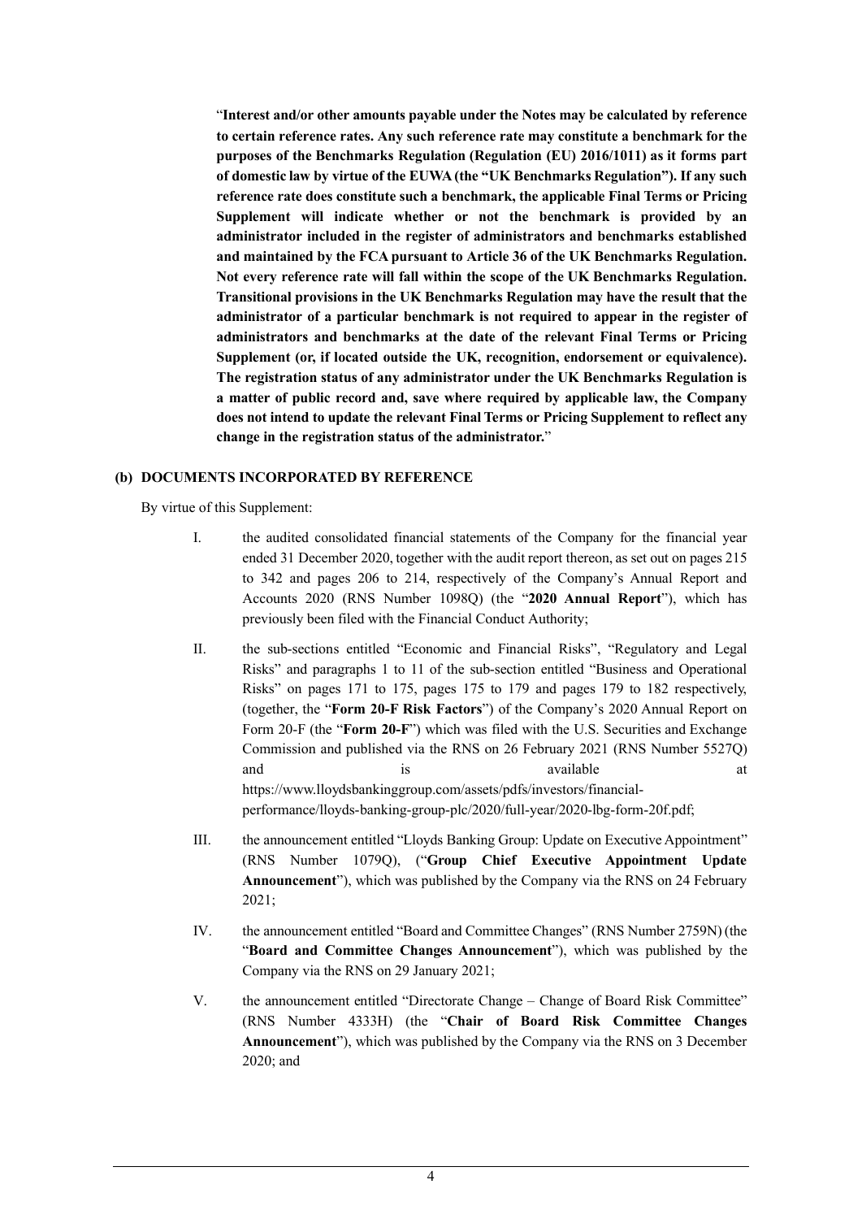"**Interest and/or other amounts payable under the Notes may be calculated by reference to certain reference rates. Any such reference rate may constitute a benchmark for the purposes of the Benchmarks Regulation (Regulation (EU) 2016/1011) as it forms part of domestic law by virtue of the EUWA (the "UK Benchmarks Regulation"). If any such reference rate does constitute such a benchmark, the applicable Final Terms or Pricing Supplement will indicate whether or not the benchmark is provided by an administrator included in the register of administrators and benchmarks established and maintained by the FCA pursuant to Article 36 of the UK Benchmarks Regulation. Not every reference rate will fall within the scope of the UK Benchmarks Regulation. Transitional provisions in the UK Benchmarks Regulation may have the result that the administrator of a particular benchmark is not required to appear in the register of administrators and benchmarks at the date of the relevant Final Terms or Pricing Supplement (or, if located outside the UK, recognition, endorsement or equivalence). The registration status of any administrator under the UK Benchmarks Regulation is a matter of public record and, save where required by applicable law, the Company does not intend to update the relevant Final Terms or Pricing Supplement to reflect any change in the registration status of the administrator.**"

**(b) DOCUMENTS INCORPORATED BY REFERENCE**

By virtue of this Supplement:

I. the audited consolidated financial statements of the Company for the financial year ended 31 December 2020, together with the audit report thereon, as set out on pages 215 to 342 and pages 206 to 214, respectively of the Company's Annual Report and Accounts 2020 (RNS Number 1098Q) (the "**2020 Annual Report**"), which has previously been filed with the Financial Conduct Authority;

II. the sub-sections entitled "Economic and Financial Risks", "Regulatory and Legal Risks" and paragraphs 1 to 11 of the sub-section entitled "Business and Operational Risks" on pages 171 to 175, pages 175 to 179 and pages 179 to 182 respectively, (together, the "**Form 20-F Risk Factors**") of the Company's 2020 Annual Report on Form 20-F (the "**Form 20-F**") which was filed with the U.S. Securities and Exchange Commission and published via the RNS on 26 February 2021 (RNS Number 5527Q) and is available at https://www.lloydsbankinggroup.com/assets/pdfs/investors/financial-performance/lloyds-banking-group-plc/2020/full-year/2020-lbg-form-20f.pdf;

III. the announcement entitled "Lloyds Banking Group: Update on Executive Appointment" (RNS Number 1079Q), ("**Group Chief Executive Appointment Update Announcement**"), which was published by the Company via the RNS on 24 February 2021;

IV. the announcement entitled "Board and Committee Changes" (RNS Number 2759N) (the "**Board and Committee Changes Announcement**"), which was published by the Company via the RNS on 29 January 2021;

V. the announcement entitled "Directorate Change – Change of Board Risk Committee" (RNS Number 4333H) (the "**Chair of Board Risk Committee Changes Announcement**"), which was published by the Company via the RNS on 3 December 2020; and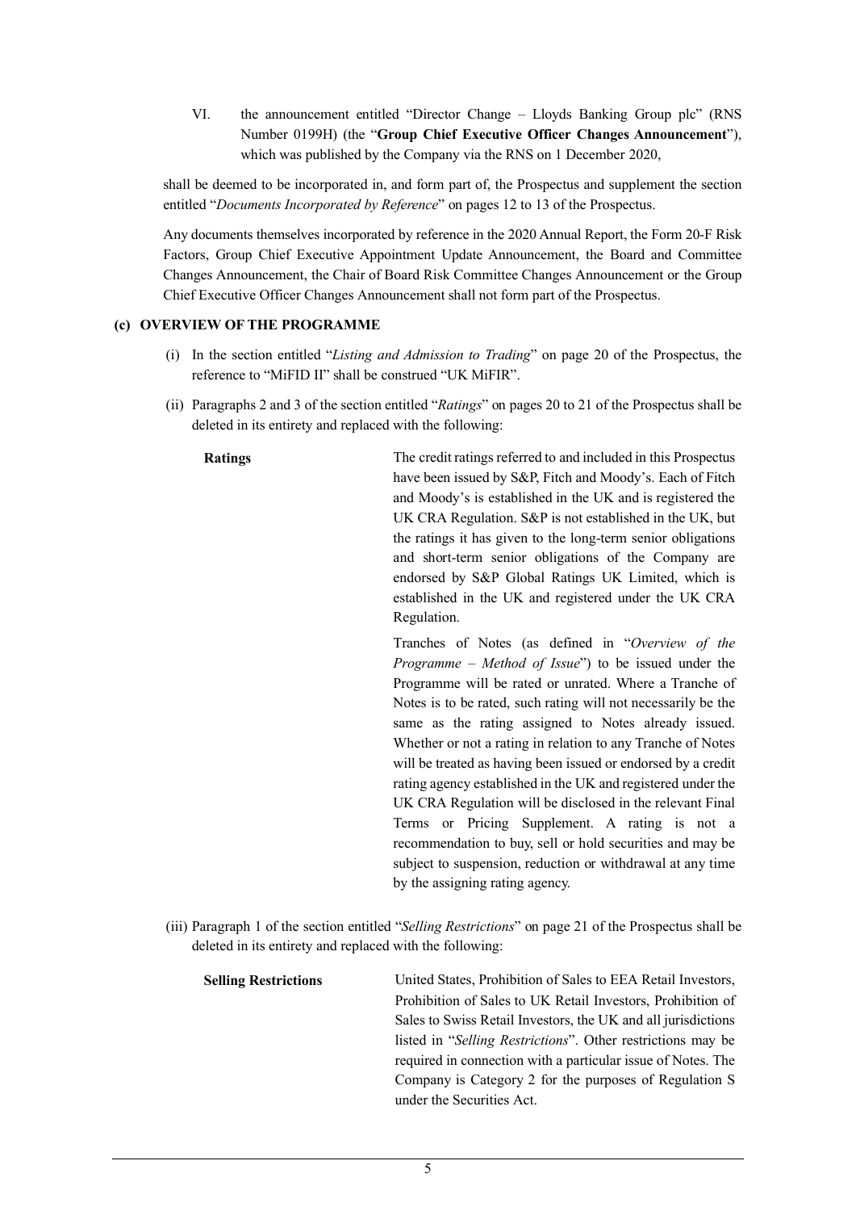VI. the announcement entitled "Director Change – Lloyds Banking Group plc" (RNS Number 0199H) (the "**Group Chief Executive Officer Changes Announcement**"), which was published by the Company via the RNS on 1 December 2020,

shall be deemed to be incorporated in, and form part of, the Prospectus and supplement the section entitled "*Documents Incorporated by Reference*" on pages 12 to 13 of the Prospectus.

Any documents themselves incorporated by reference in the 2020 Annual Report, the Form 20-F Risk Factors, Group Chief Executive Appointment Update Announcement, the Board and Committee Changes Announcement, the Chair of Board Risk Committee Changes Announcement or the Group Chief Executive Officer Changes Announcement shall not form part of the Prospectus.

**(c) OVERVIEW OF THE PROGRAMME**

(i) In the section entitled "*Listing and Admission to Trading*" on page 20 of the Prospectus, the reference to "MiFID II" shall be construed "UK MiFIR".

(ii) Paragraphs 2 and 3 of the section entitled "*Ratings*" on pages 20 to 21 of the Prospectus shall be deleted in its entirety and replaced with the following:

| | |
|---|---|
| **Ratings** | The credit ratings referred to and included in this Prospectus have been issued by S&P, Fitch and Moody's. Each of Fitch and Moody's is established in the UK and is registered the UK CRA Regulation. S&P is not established in the UK, but the ratings it has given to the long-term senior obligations and short-term senior obligations of the Company are endorsed by S&P Global Ratings UK Limited, which is established in the UK and registered under the UK CRA Regulation.<br><br>Tranches of Notes (as defined in "*Overview of the Programme – Method of Issue*") to be issued under the Programme will be rated or unrated. Where a Tranche of Notes is to be rated, such rating will not necessarily be the same as the rating assigned to Notes already issued. Whether or not a rating in relation to any Tranche of Notes will be treated as having been issued or endorsed by a credit rating agency established in the UK and registered under the UK CRA Regulation will be disclosed in the relevant Final Terms or Pricing Supplement. A rating is not a recommendation to buy, sell or hold securities and may be subject to suspension, reduction or withdrawal at any time by the assigning rating agency. |

(iii) Paragraph 1 of the section entitled "*Selling Restrictions*" on page 21 of the Prospectus shall be deleted in its entirety and replaced with the following:

| | |
|---|---|
| **Selling Restrictions** | United States, Prohibition of Sales to EEA Retail Investors, Prohibition of Sales to UK Retail Investors, Prohibition of Sales to Swiss Retail Investors, the UK and all jurisdictions listed in "*Selling Restrictions*". Other restrictions may be required in connection with a particular issue of Notes. The Company is Category 2 for the purposes of Regulation S under the Securities Act. |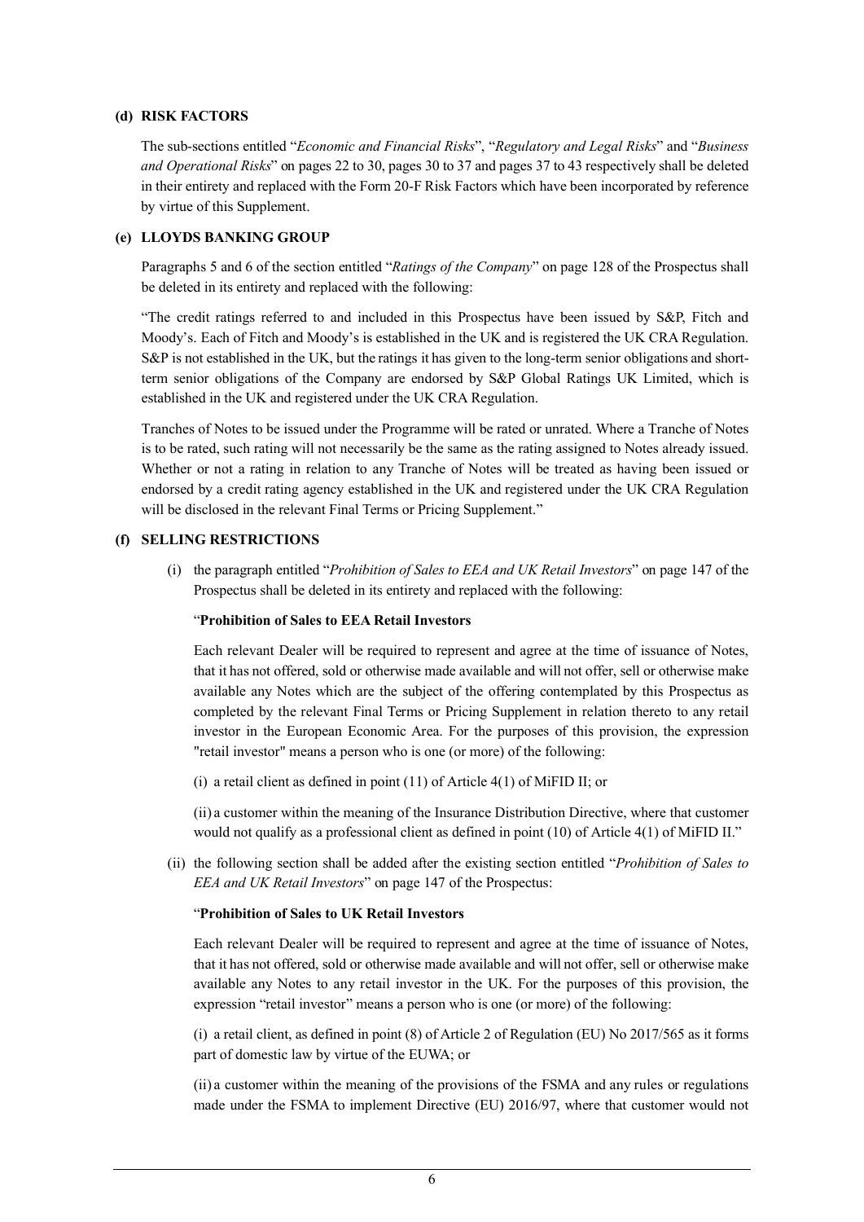### (d) RISK FACTORS

The sub-sections entitled "*Economic and Financial Risks*", "*Regulatory and Legal Risks*" and "*Business and Operational Risks*" on pages 22 to 30, pages 30 to 37 and pages 37 to 43 respectively shall be deleted in their entirety and replaced with the Form 20-F Risk Factors which have been incorporated by reference by virtue of this Supplement.

### (e) LLOYDS BANKING GROUP

Paragraphs 5 and 6 of the section entitled "*Ratings of the Company*" on page 128 of the Prospectus shall be deleted in its entirety and replaced with the following:

"The credit ratings referred to and included in this Prospectus have been issued by S&P, Fitch and Moody's. Each of Fitch and Moody's is established in the UK and is registered the UK CRA Regulation. S&P is not established in the UK, but the ratings it has given to the long-term senior obligations and short-term senior obligations of the Company are endorsed by S&P Global Ratings UK Limited, which is established in the UK and registered under the UK CRA Regulation.

Tranches of Notes to be issued under the Programme will be rated or unrated. Where a Tranche of Notes is to be rated, such rating will not necessarily be the same as the rating assigned to Notes already issued. Whether or not a rating in relation to any Tranche of Notes will be treated as having been issued or endorsed by a credit rating agency established in the UK and registered under the UK CRA Regulation will be disclosed in the relevant Final Terms or Pricing Supplement."

### (f) SELLING RESTRICTIONS

(i) the paragraph entitled "*Prohibition of Sales to EEA and UK Retail Investors*" on page 147 of the Prospectus shall be deleted in its entirety and replaced with the following:

"**Prohibition of Sales to EEA Retail Investors**

Each relevant Dealer will be required to represent and agree at the time of issuance of Notes, that it has not offered, sold or otherwise made available and will not offer, sell or otherwise make available any Notes which are the subject of the offering contemplated by this Prospectus as completed by the relevant Final Terms or Pricing Supplement in relation thereto to any retail investor in the European Economic Area. For the purposes of this provision, the expression "retail investor" means a person who is one (or more) of the following:

(i) a retail client as defined in point (11) of Article 4(1) of MiFID II; or

(ii) a customer within the meaning of the Insurance Distribution Directive, where that customer would not qualify as a professional client as defined in point (10) of Article 4(1) of MiFID II."

(ii) the following section shall be added after the existing section entitled "*Prohibition of Sales to EEA and UK Retail Investors*" on page 147 of the Prospectus:

"**Prohibition of Sales to UK Retail Investors**

Each relevant Dealer will be required to represent and agree at the time of issuance of Notes, that it has not offered, sold or otherwise made available and will not offer, sell or otherwise make available any Notes to any retail investor in the UK. For the purposes of this provision, the expression "retail investor" means a person who is one (or more) of the following:

(i) a retail client, as defined in point (8) of Article 2 of Regulation (EU) No 2017/565 as it forms part of domestic law by virtue of the EUWA; or

(ii) a customer within the meaning of the provisions of the FSMA and any rules or regulations made under the FSMA to implement Directive (EU) 2016/97, where that customer would not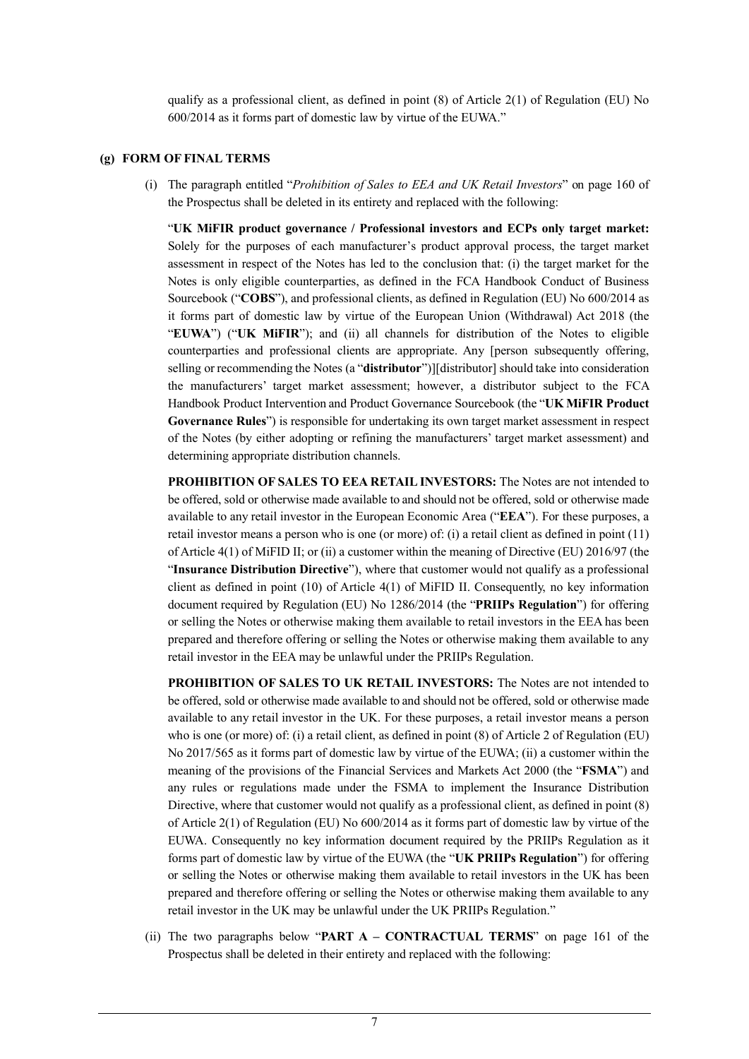qualify as a professional client, as defined in point (8) of Article 2(1) of Regulation (EU) No 600/2014 as it forms part of domestic law by virtue of the EUWA."

**(g) FORM OF FINAL TERMS**

(i) The paragraph entitled "*Prohibition of Sales to EEA and UK Retail Investors*" on page 160 of the Prospectus shall be deleted in its entirety and replaced with the following:

"**UK MiFIR product governance / Professional investors and ECPs only target market:** Solely for the purposes of each manufacturer's product approval process, the target market assessment in respect of the Notes has led to the conclusion that: (i) the target market for the Notes is only eligible counterparties, as defined in the FCA Handbook Conduct of Business Sourcebook ("**COBS**"), and professional clients, as defined in Regulation (EU) No 600/2014 as it forms part of domestic law by virtue of the European Union (Withdrawal) Act 2018 (the "**EUWA**") ("**UK MiFIR**"); and (ii) all channels for distribution of the Notes to eligible counterparties and professional clients are appropriate. Any [person subsequently offering, selling or recommending the Notes (a "**distributor**")][distributor] should take into consideration the manufacturers' target market assessment; however, a distributor subject to the FCA Handbook Product Intervention and Product Governance Sourcebook (the "**UK MiFIR Product Governance Rules**") is responsible for undertaking its own target market assessment in respect of the Notes (by either adopting or refining the manufacturers' target market assessment) and determining appropriate distribution channels.

**PROHIBITION OF SALES TO EEA RETAIL INVESTORS:** The Notes are not intended to be offered, sold or otherwise made available to and should not be offered, sold or otherwise made available to any retail investor in the European Economic Area ("**EEA**"). For these purposes, a retail investor means a person who is one (or more) of: (i) a retail client as defined in point (11) of Article 4(1) of MiFID II; or (ii) a customer within the meaning of Directive (EU) 2016/97 (the "**Insurance Distribution Directive**"), where that customer would not qualify as a professional client as defined in point (10) of Article 4(1) of MiFID II. Consequently, no key information document required by Regulation (EU) No 1286/2014 (the "**PRIIPs Regulation**") for offering or selling the Notes or otherwise making them available to retail investors in the EEA has been prepared and therefore offering or selling the Notes or otherwise making them available to any retail investor in the EEA may be unlawful under the PRIIPs Regulation.

**PROHIBITION OF SALES TO UK RETAIL INVESTORS:** The Notes are not intended to be offered, sold or otherwise made available to and should not be offered, sold or otherwise made available to any retail investor in the UK. For these purposes, a retail investor means a person who is one (or more) of: (i) a retail client, as defined in point (8) of Article 2 of Regulation (EU) No 2017/565 as it forms part of domestic law by virtue of the EUWA; (ii) a customer within the meaning of the provisions of the Financial Services and Markets Act 2000 (the "**FSMA**") and any rules or regulations made under the FSMA to implement the Insurance Distribution Directive, where that customer would not qualify as a professional client, as defined in point (8) of Article 2(1) of Regulation (EU) No 600/2014 as it forms part of domestic law by virtue of the EUWA. Consequently no key information document required by the PRIIPs Regulation as it forms part of domestic law by virtue of the EUWA (the "**UK PRIIPs Regulation**") for offering or selling the Notes or otherwise making them available to retail investors in the UK has been prepared and therefore offering or selling the Notes or otherwise making them available to any retail investor in the UK may be unlawful under the UK PRIIPs Regulation."

(ii) The two paragraphs below "**PART A – CONTRACTUAL TERMS**" on page 161 of the Prospectus shall be deleted in their entirety and replaced with the following: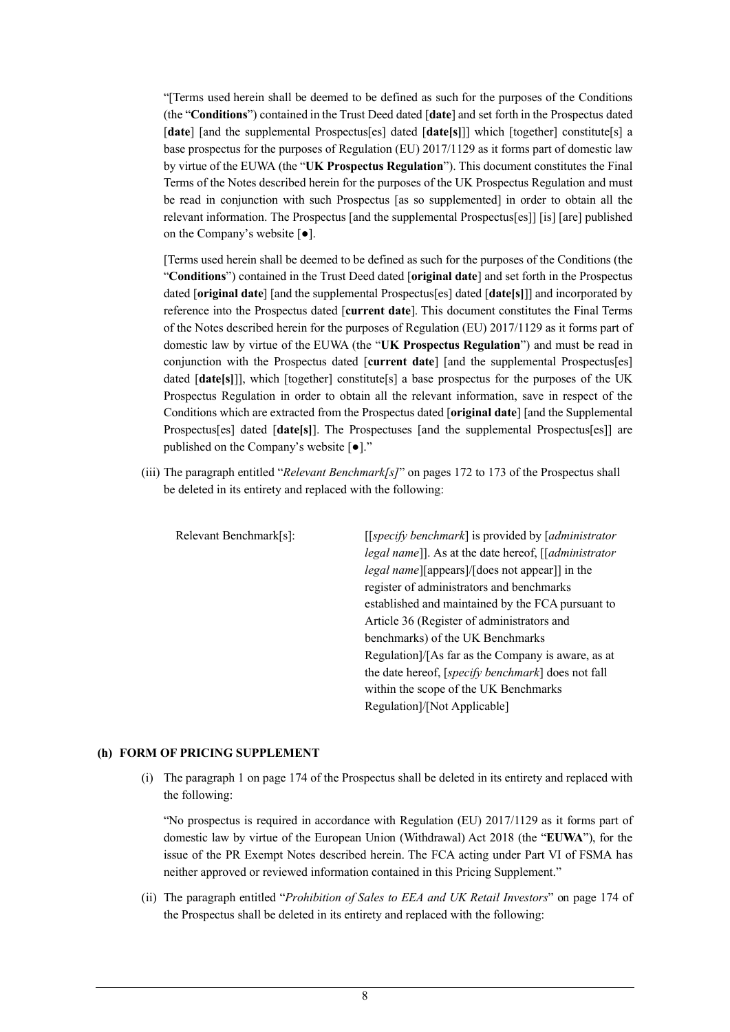"[Terms used herein shall be deemed to be defined as such for the purposes of the Conditions (the "**Conditions**") contained in the Trust Deed dated [**date**] and set forth in the Prospectus dated [**date**] [and the supplemental Prospectus[es] dated [**date[s]**]] which [together] constitute[s] a base prospectus for the purposes of Regulation (EU) 2017/1129 as it forms part of domestic law by virtue of the EUWA (the "**UK Prospectus Regulation**"). This document constitutes the Final Terms of the Notes described herein for the purposes of the UK Prospectus Regulation and must be read in conjunction with such Prospectus [as so supplemented] in order to obtain all the relevant information. The Prospectus [and the supplemental Prospectus[es]] [is] [are] published on the Company's website [●].

[Terms used herein shall be deemed to be defined as such for the purposes of the Conditions (the "**Conditions**") contained in the Trust Deed dated [**original date**] and set forth in the Prospectus dated [**original date**] [and the supplemental Prospectus[es] dated [**date[s]**]] and incorporated by reference into the Prospectus dated [**current date**]. This document constitutes the Final Terms of the Notes described herein for the purposes of Regulation (EU) 2017/1129 as it forms part of domestic law by virtue of the EUWA (the "**UK Prospectus Regulation**") and must be read in conjunction with the Prospectus dated [**current date**] [and the supplemental Prospectus[es] dated [**date[s]**]], which [together] constitute[s] a base prospectus for the purposes of the UK Prospectus Regulation in order to obtain all the relevant information, save in respect of the Conditions which are extracted from the Prospectus dated [**original date**] [and the Supplemental Prospectus[es] dated [**date[s]**]. The Prospectuses [and the supplemental Prospectus[es]] are published on the Company's website [●]."

(iii) The paragraph entitled "*Relevant Benchmark[s]*" on pages 172 to 173 of the Prospectus shall be deleted in its entirety and replaced with the following:

| | |
|---|---|
| Relevant Benchmark[s]: | [[*specify benchmark*] is provided by [*administrator legal name*]]. As at the date hereof, [[*administrator legal name*][appears]/[does not appear]] in the register of administrators and benchmarks established and maintained by the FCA pursuant to Article 36 (Register of administrators and benchmarks) of the UK Benchmarks Regulation]/[As far as the Company is aware, as at the date hereof, [*specify benchmark*] does not fall within the scope of the UK Benchmarks Regulation]/[Not Applicable] |

**(h) FORM OF PRICING SUPPLEMENT**

(i) The paragraph 1 on page 174 of the Prospectus shall be deleted in its entirety and replaced with the following:

"No prospectus is required in accordance with Regulation (EU) 2017/1129 as it forms part of domestic law by virtue of the European Union (Withdrawal) Act 2018 (the "**EUWA**"), for the issue of the PR Exempt Notes described herein. The FCA acting under Part VI of FSMA has neither approved or reviewed information contained in this Pricing Supplement."

(ii) The paragraph entitled "*Prohibition of Sales to EEA and UK Retail Investors*" on page 174 of the Prospectus shall be deleted in its entirety and replaced with the following: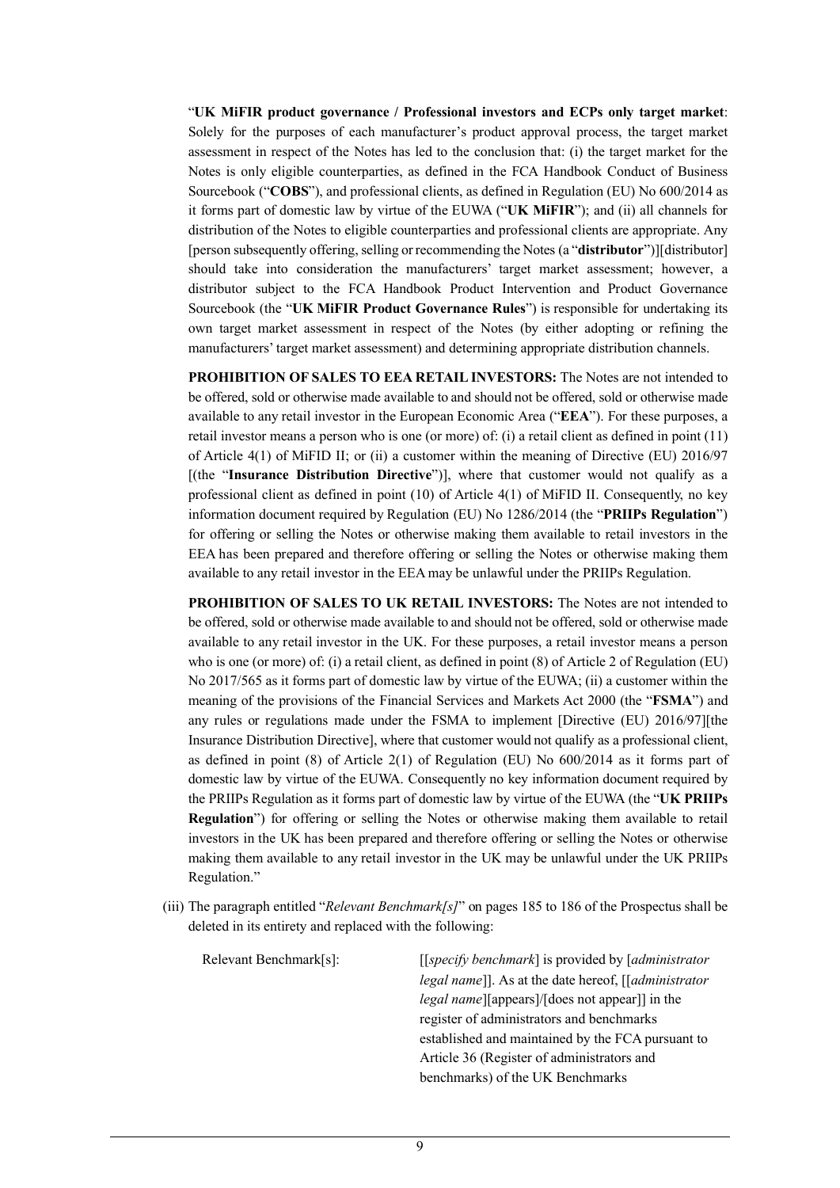"**UK MiFIR product governance / Professional investors and ECPs only target market**: Solely for the purposes of each manufacturer's product approval process, the target market assessment in respect of the Notes has led to the conclusion that: (i) the target market for the Notes is only eligible counterparties, as defined in the FCA Handbook Conduct of Business Sourcebook ("**COBS**"), and professional clients, as defined in Regulation (EU) No 600/2014 as it forms part of domestic law by virtue of the EUWA ("**UK MiFIR**"); and (ii) all channels for distribution of the Notes to eligible counterparties and professional clients are appropriate. Any [person subsequently offering, selling or recommending the Notes (a "**distributor**")][distributor] should take into consideration the manufacturers' target market assessment; however, a distributor subject to the FCA Handbook Product Intervention and Product Governance Sourcebook (the "**UK MiFIR Product Governance Rules**") is responsible for undertaking its own target market assessment in respect of the Notes (by either adopting or refining the manufacturers' target market assessment) and determining appropriate distribution channels.

**PROHIBITION OF SALES TO EEA RETAIL INVESTORS:** The Notes are not intended to be offered, sold or otherwise made available to and should not be offered, sold or otherwise made available to any retail investor in the European Economic Area ("**EEA**"). For these purposes, a retail investor means a person who is one (or more) of: (i) a retail client as defined in point (11) of Article 4(1) of MiFID II; or (ii) a customer within the meaning of Directive (EU) 2016/97 [(the "**Insurance Distribution Directive**")], where that customer would not qualify as a professional client as defined in point (10) of Article 4(1) of MiFID II. Consequently, no key information document required by Regulation (EU) No 1286/2014 (the "**PRIIPs Regulation**") for offering or selling the Notes or otherwise making them available to retail investors in the EEA has been prepared and therefore offering or selling the Notes or otherwise making them available to any retail investor in the EEA may be unlawful under the PRIIPs Regulation.

**PROHIBITION OF SALES TO UK RETAIL INVESTORS:** The Notes are not intended to be offered, sold or otherwise made available to and should not be offered, sold or otherwise made available to any retail investor in the UK. For these purposes, a retail investor means a person who is one (or more) of: (i) a retail client, as defined in point (8) of Article 2 of Regulation (EU) No 2017/565 as it forms part of domestic law by virtue of the EUWA; (ii) a customer within the meaning of the provisions of the Financial Services and Markets Act 2000 (the "**FSMA**") and any rules or regulations made under the FSMA to implement [Directive (EU) 2016/97][the Insurance Distribution Directive], where that customer would not qualify as a professional client, as defined in point (8) of Article 2(1) of Regulation (EU) No 600/2014 as it forms part of domestic law by virtue of the EUWA. Consequently no key information document required by the PRIIPs Regulation as it forms part of domestic law by virtue of the EUWA (the "**UK PRIIPs Regulation**") for offering or selling the Notes or otherwise making them available to retail investors in the UK has been prepared and therefore offering or selling the Notes or otherwise making them available to any retail investor in the UK may be unlawful under the UK PRIIPs Regulation."

(iii) The paragraph entitled "*Relevant Benchmark[s]*" on pages 185 to 186 of the Prospectus shall be deleted in its entirety and replaced with the following:

| | |
|---|---|
| Relevant Benchmark[s]: | [[*specify benchmark*] is provided by [*administrator legal name*]]. As at the date hereof, [[*administrator legal name*][appears]/[does not appear]] in the register of administrators and benchmarks established and maintained by the FCA pursuant to Article 36 (Register of administrators and benchmarks) of the UK Benchmarks |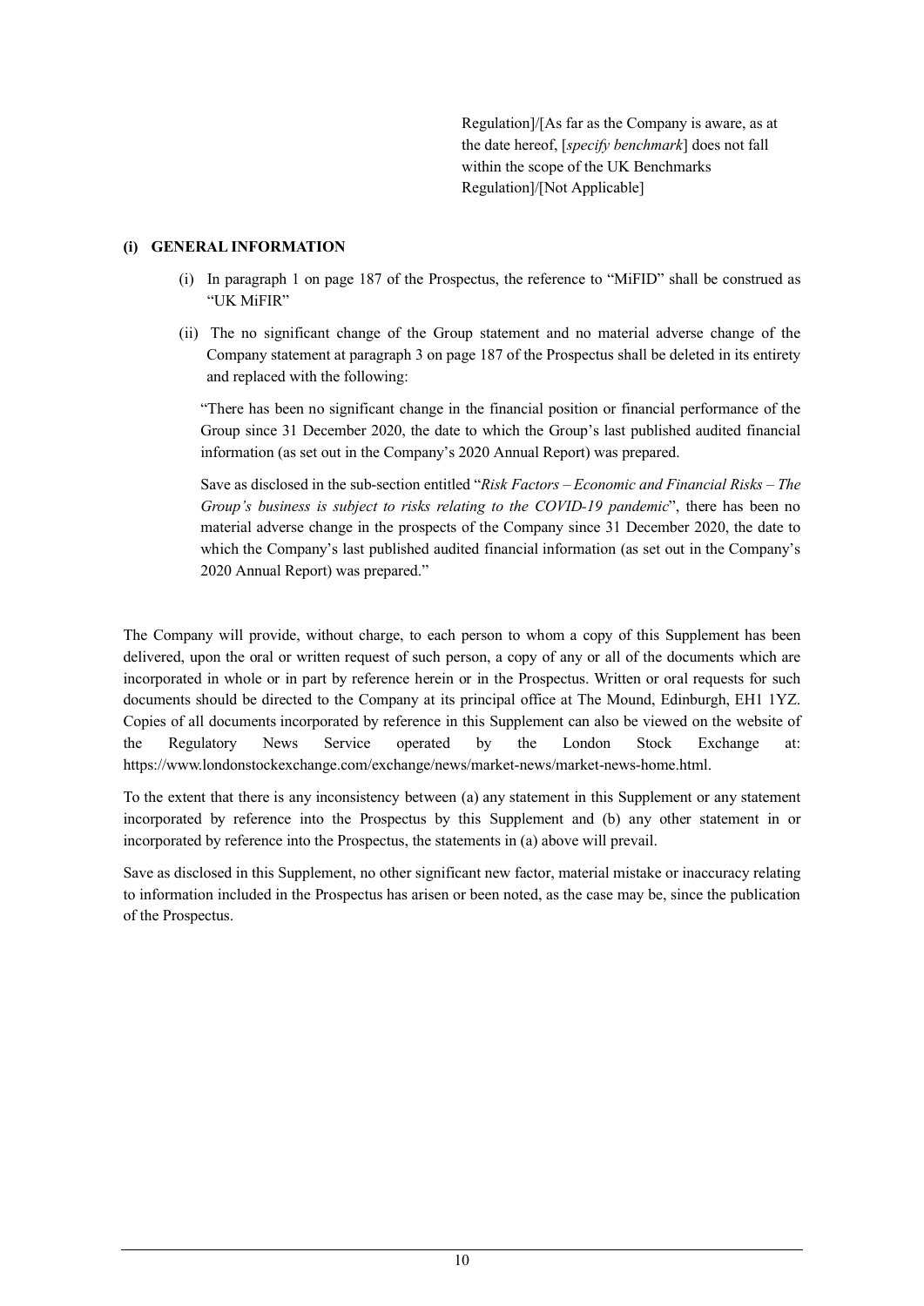Regulation]/[As far as the Company is aware, as at the date hereof, [*specify benchmark*] does not fall within the scope of the UK Benchmarks Regulation]/[Not Applicable]

**(i) GENERAL INFORMATION**

(i) In paragraph 1 on page 187 of the Prospectus, the reference to "MiFID" shall be construed as "UK MiFIR"

(ii) The no significant change of the Group statement and no material adverse change of the Company statement at paragraph 3 on page 187 of the Prospectus shall be deleted in its entirety and replaced with the following:

"There has been no significant change in the financial position or financial performance of the Group since 31 December 2020, the date to which the Group's last published audited financial information (as set out in the Company's 2020 Annual Report) was prepared.

Save as disclosed in the sub-section entitled "*Risk Factors – Economic and Financial Risks – The Group's business is subject to risks relating to the COVID-19 pandemic*", there has been no material adverse change in the prospects of the Company since 31 December 2020, the date to which the Company's last published audited financial information (as set out in the Company's 2020 Annual Report) was prepared."

The Company will provide, without charge, to each person to whom a copy of this Supplement has been delivered, upon the oral or written request of such person, a copy of any or all of the documents which are incorporated in whole or in part by reference herein or in the Prospectus. Written or oral requests for such documents should be directed to the Company at its principal office at The Mound, Edinburgh, EH1 1YZ. Copies of all documents incorporated by reference in this Supplement can also be viewed on the website of the Regulatory News Service operated by the London Stock Exchange at: https://www.londonstockexchange.com/exchange/news/market-news/market-news-home.html.

To the extent that there is any inconsistency between (a) any statement in this Supplement or any statement incorporated by reference into the Prospectus by this Supplement and (b) any other statement in or incorporated by reference into the Prospectus, the statements in (a) above will prevail.

Save as disclosed in this Supplement, no other significant new factor, material mistake or inaccuracy relating to information included in the Prospectus has arisen or been noted, as the case may be, since the publication of the Prospectus.